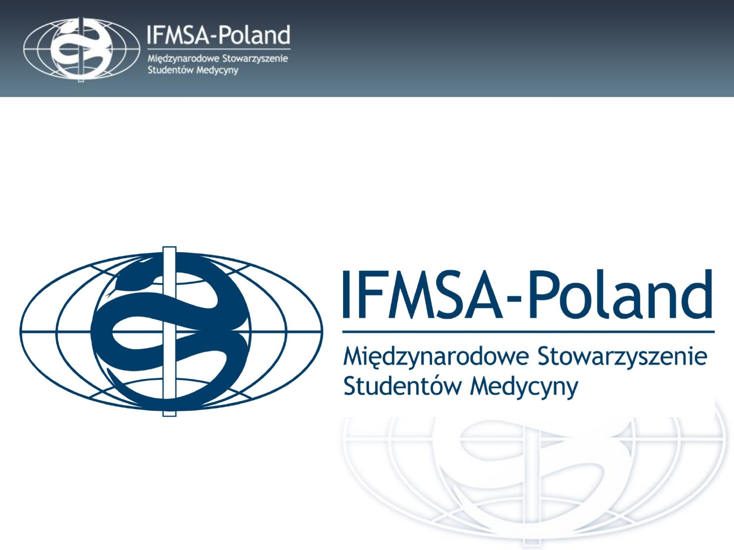# IFMSA-Poland

Międzynarodowe Stowarzyszenie Studentów Medycyny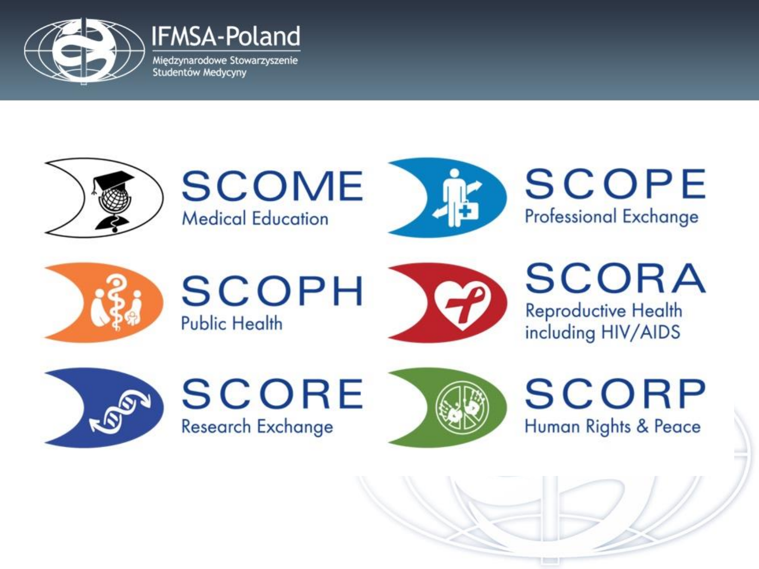IFMSA-Poland

Międzynarodowe Stowarzyszenie Studentów Medycyny

**SCOME**
Medical Education

**SCOPE**
Professional Exchange

**SCOPH**
Public Health

**SCORA**
Reproductive Health including HIV/AIDS

**SCORE**
Research Exchange

**SCORP**
Human Rights & Peace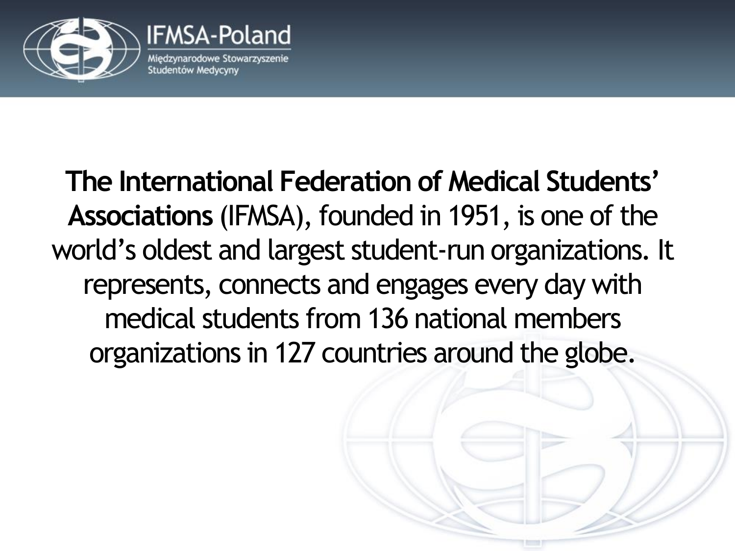**The International Federation of Medical Students' Associations** (IFMSA), founded in 1951, is one of the world's oldest and largest student-run organizations. It represents, connects and engages every day with medical students from 136 national members organizations in 127 countries around the globe.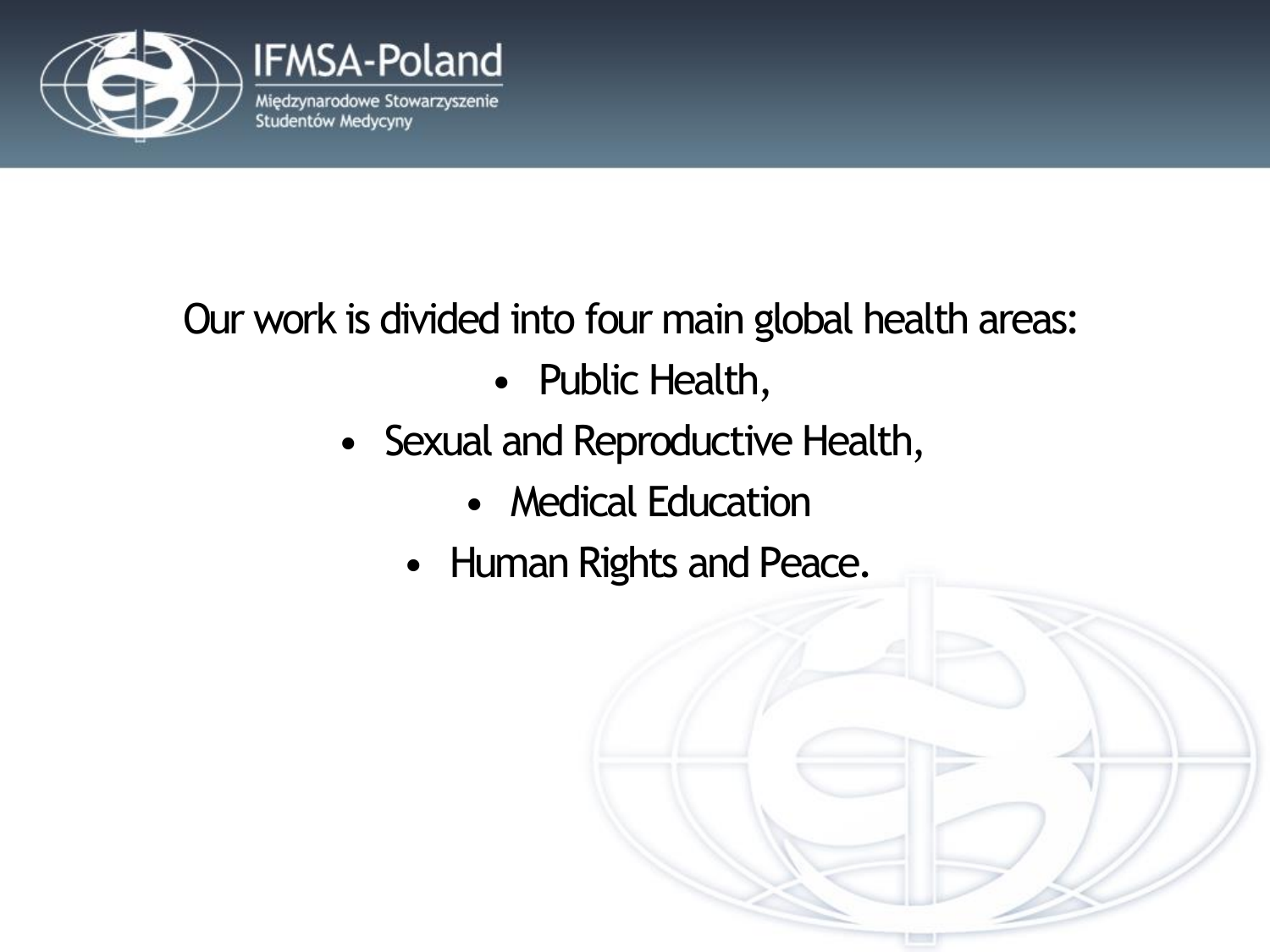Our work is divided into four main global health areas:

- Public Health,
- Sexual and Reproductive Health,
- Medical Education
- Human Rights and Peace.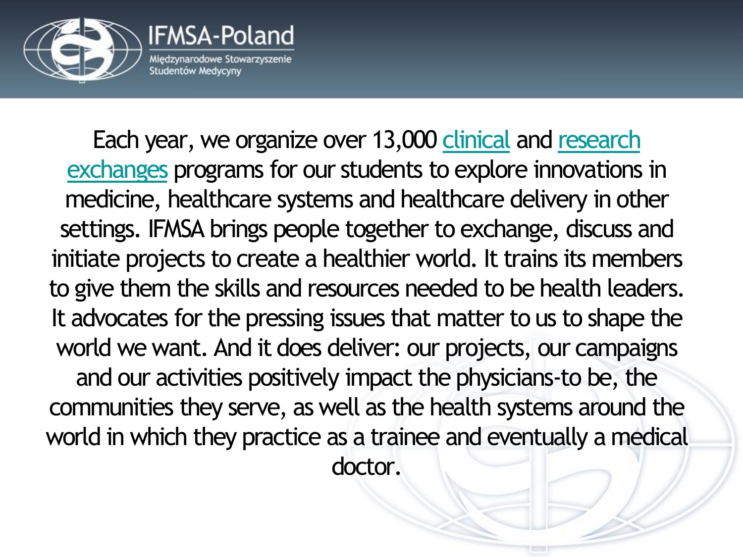Each year, we organize over 13,000 clinical and research exchanges programs for our students to explore innovations in medicine, healthcare systems and healthcare delivery in other settings. IFMSA brings people together to exchange, discuss and initiate projects to create a healthier world. It trains its members to give them the skills and resources needed to be health leaders. It advocates for the pressing issues that matter to us to shape the world we want. And it does deliver: our projects, our campaigns and our activities positively impact the physicians-to be, the communities they serve, as well as the health systems around the world in which they practice as a trainee and eventually a medical doctor.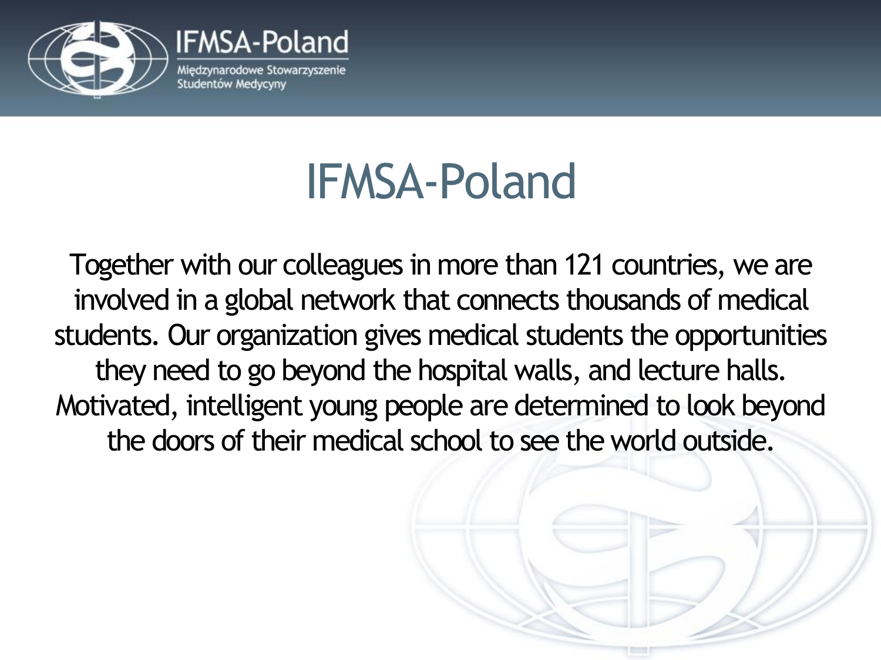# IFMSA-Poland

Together with our colleagues in more than 121 countries, we are involved in a global network that connects thousands of medical students. Our organization gives medical students the opportunities they need to go beyond the hospital walls, and lecture halls. Motivated, intelligent young people are determined to look beyond the doors of their medical school to see the world outside.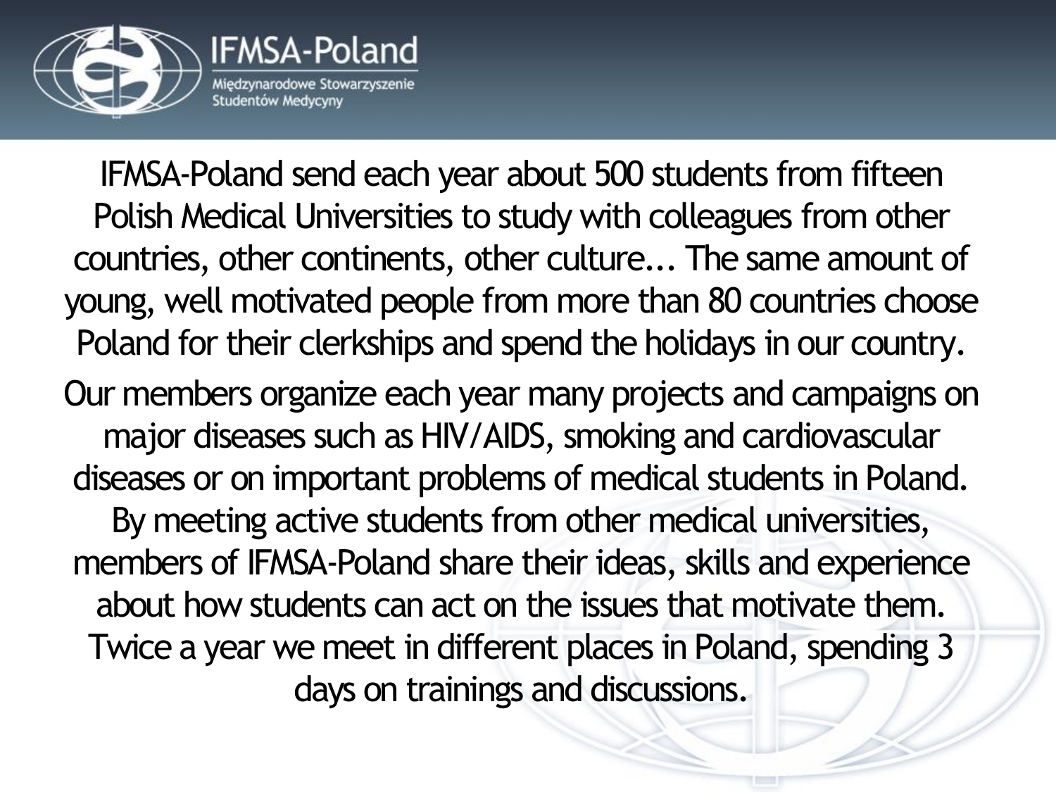IFMSA-Poland send each year about 500 students from fifteen Polish Medical Universities to study with colleagues from other countries, other continents, other culture... The same amount of young, well motivated people from more than 80 countries choose Poland for their clerkships and spend the holidays in our country.

Our members organize each year many projects and campaigns on major diseases such as HIV/AIDS, smoking and cardiovascular diseases or on important problems of medical students in Poland. By meeting active students from other medical universities, members of IFMSA-Poland share their ideas, skills and experience about how students can act on the issues that motivate them. Twice a year we meet in different places in Poland, spending 3 days on trainings and discussions.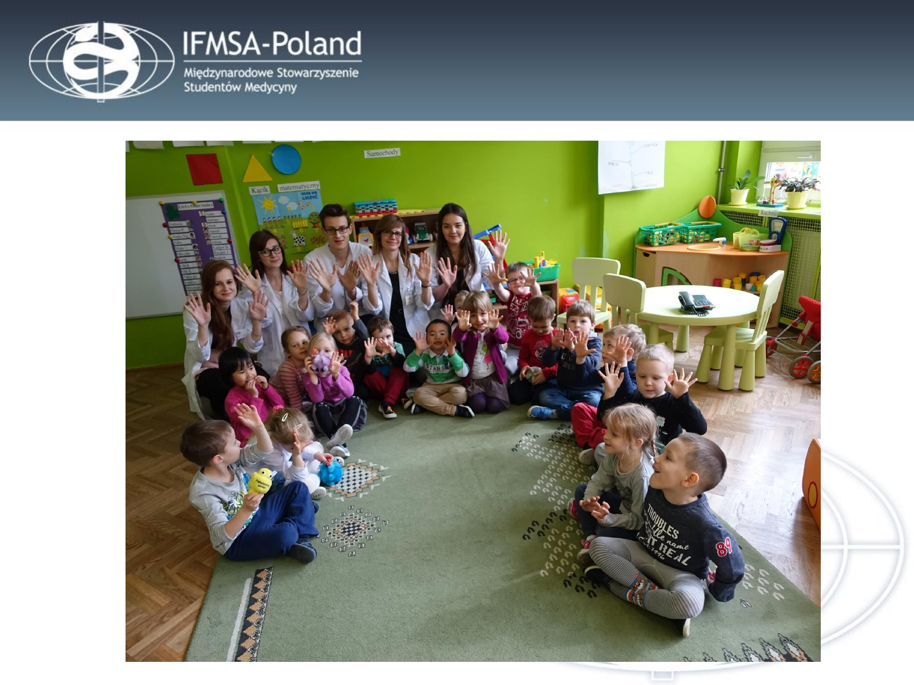IFMSA-Poland

Międzynarodowe Stowarzyszenie Studentów Medycyny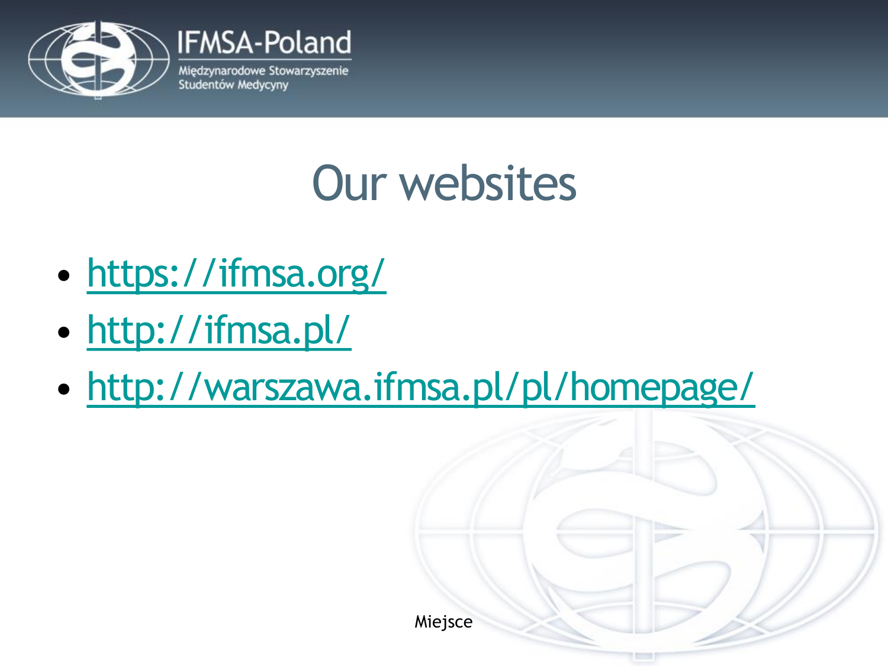# Our websites

- https://ifmsa.org/
- http://ifmsa.pl/
- http://warszawa.ifmsa.pl/pl/homepage/

Miejsce